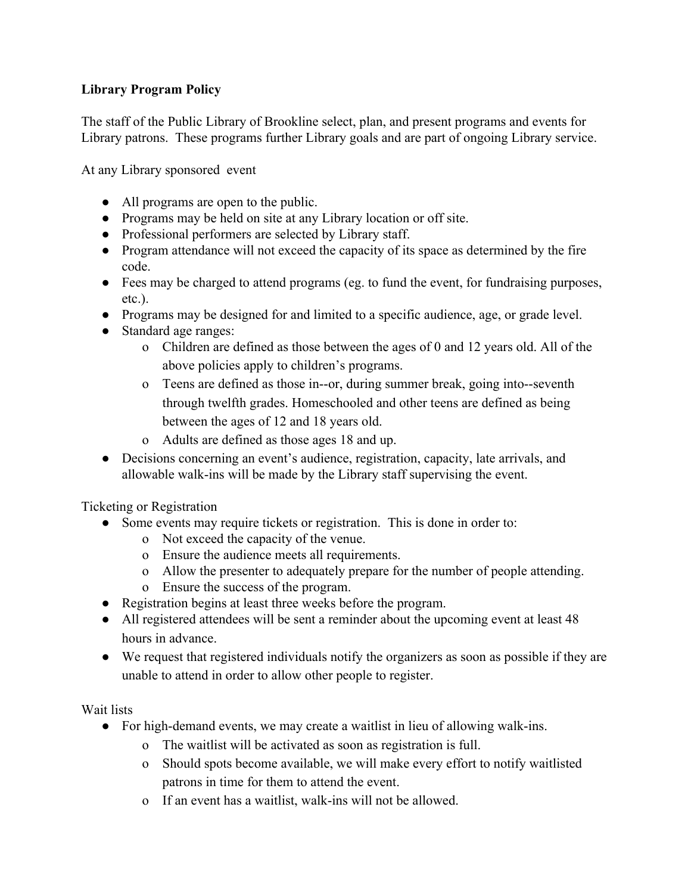**Library Program Policy**

The staff of the Public Library of Brookline select, plan, and present programs and events for Library patrons. These programs further Library goals and are part of ongoing Library service.

At any Library sponsored event

- All programs are open to the public.
- Programs may be held on site at any Library location or off site.
- Professional performers are selected by Library staff.
- Program attendance will not exceed the capacity of its space as determined by the fire code.
- Fees may be charged to attend programs (eg. to fund the event, for fundraising purposes, etc.).
- Programs may be designed for and limited to a specific audience, age, or grade level.
- Standard age ranges:
  - Children are defined as those between the ages of 0 and 12 years old. All of the above policies apply to children's programs.
  - Teens are defined as those in--or, during summer break, going into--seventh through twelfth grades. Homeschooled and other teens are defined as being between the ages of 12 and 18 years old.
  - Adults are defined as those ages 18 and up.
- Decisions concerning an event's audience, registration, capacity, late arrivals, and allowable walk-ins will be made by the Library staff supervising the event.

Ticketing or Registration

- Some events may require tickets or registration. This is done in order to:
  - Not exceed the capacity of the venue.
  - Ensure the audience meets all requirements.
  - Allow the presenter to adequately prepare for the number of people attending.
  - Ensure the success of the program.
- Registration begins at least three weeks before the program.
- All registered attendees will be sent a reminder about the upcoming event at least 48 hours in advance.
- We request that registered individuals notify the organizers as soon as possible if they are unable to attend in order to allow other people to register.

Wait lists

- For high-demand events, we may create a waitlist in lieu of allowing walk-ins.
  - The waitlist will be activated as soon as registration is full.
  - Should spots become available, we will make every effort to notify waitlisted patrons in time for them to attend the event.
  - If an event has a waitlist, walk-ins will not be allowed.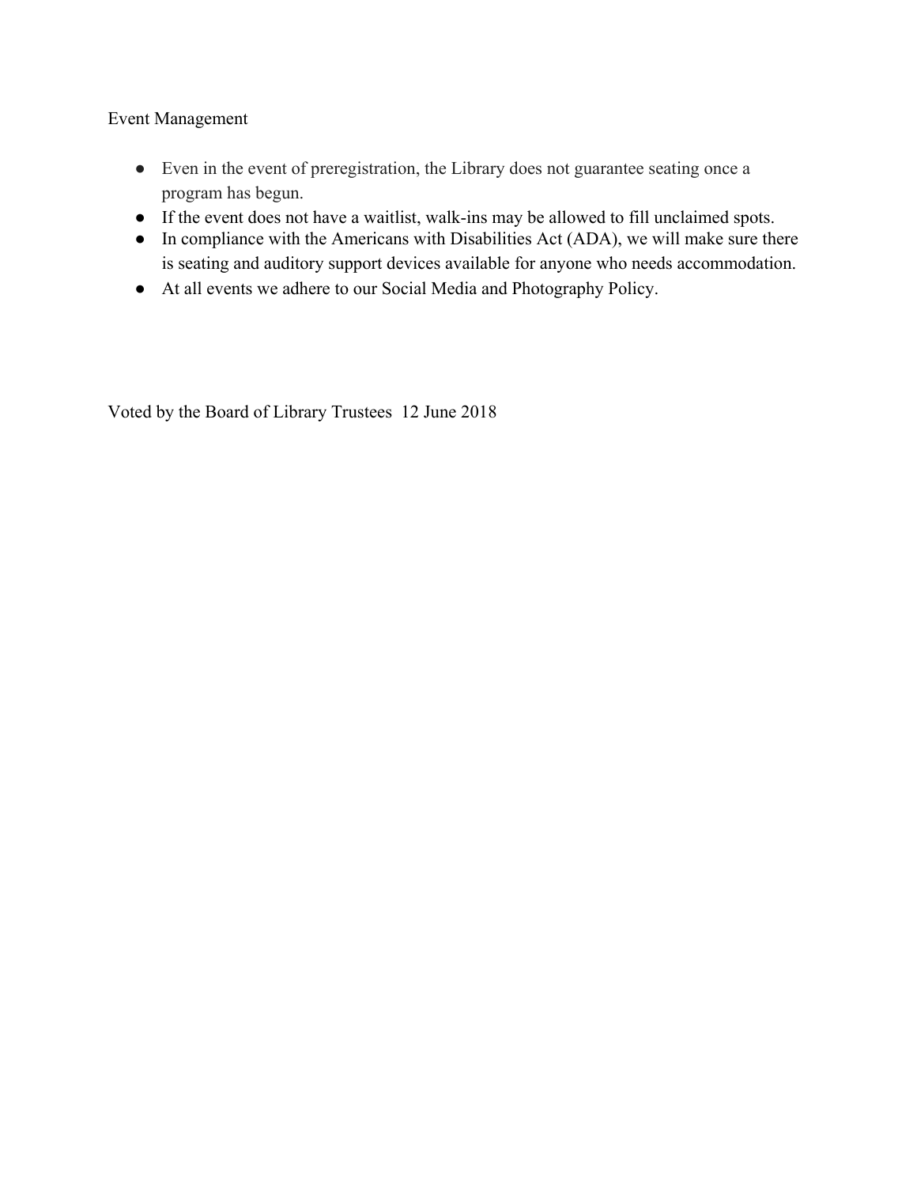Event Management

- Even in the event of preregistration, the Library does not guarantee seating once a program has begun.
- If the event does not have a waitlist, walk-ins may be allowed to fill unclaimed spots.
- In compliance with the Americans with Disabilities Act (ADA), we will make sure there is seating and auditory support devices available for anyone who needs accommodation.
- At all events we adhere to our Social Media and Photography Policy.

Voted by the Board of Library Trustees 12 June 2018